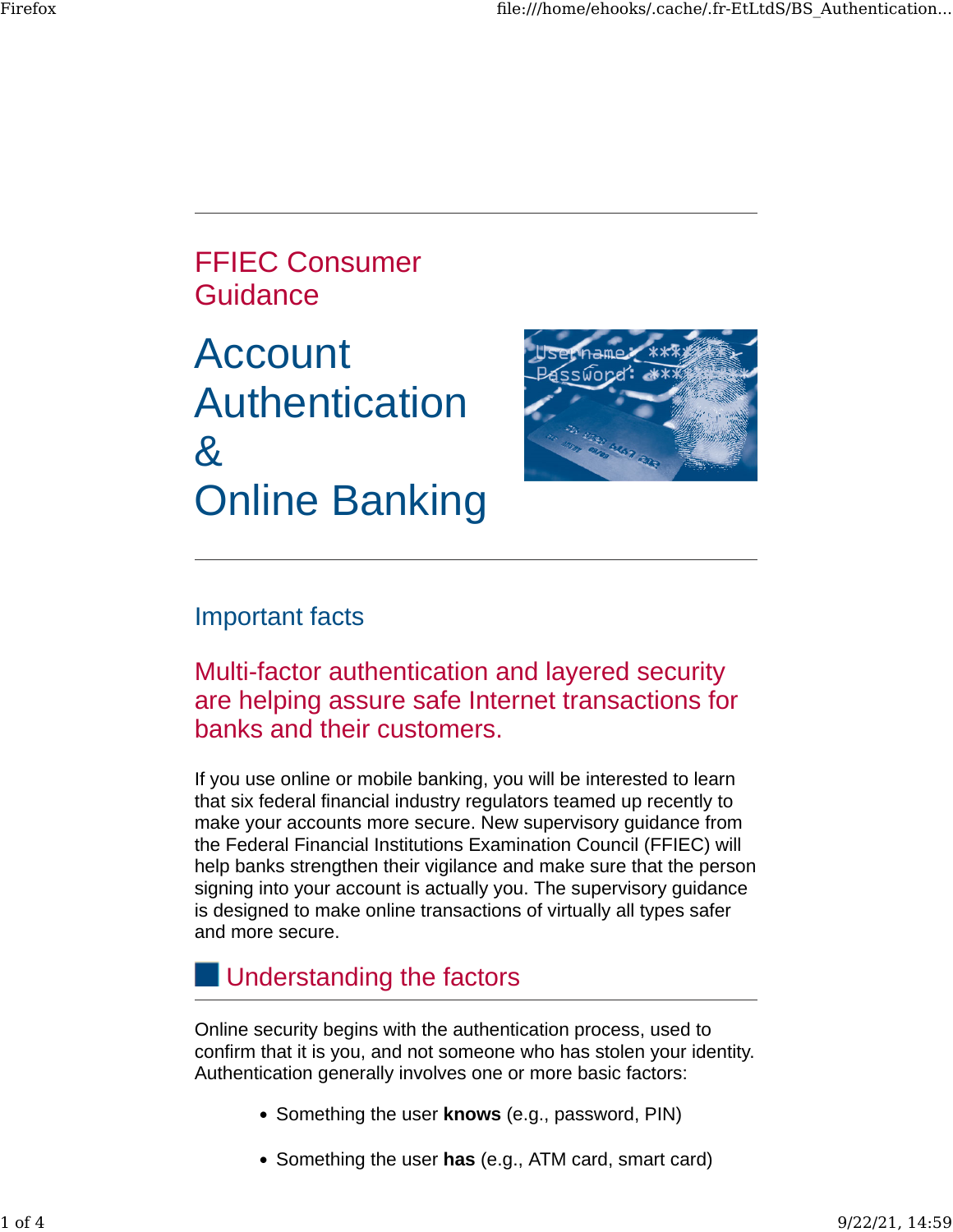## FFIEC Consumer Guidance

# Account Authentication & Online Banking

## Important facts

### Multi-factor authentication and layered security are helping assure safe Internet transactions for banks and their customers.

If you use online or mobile banking, you will be interested to learn that six federal financial industry regulators teamed up recently to make your accounts more secure. New supervisory guidance from the Federal Financial Institutions Examination Council (FFIEC) will help banks strengthen their vigilance and make sure that the person signing into your account is actually you. The supervisory guidance is designed to make online transactions of virtually all types safer and more secure.

## Understanding the factors

Online security begins with the authentication process, used to confirm that it is you, and not someone who has stolen your identity. Authentication generally involves one or more basic factors:

- Something the user **knows** (e.g., password, PIN)
- Something the user **has** (e.g., ATM card, smart card)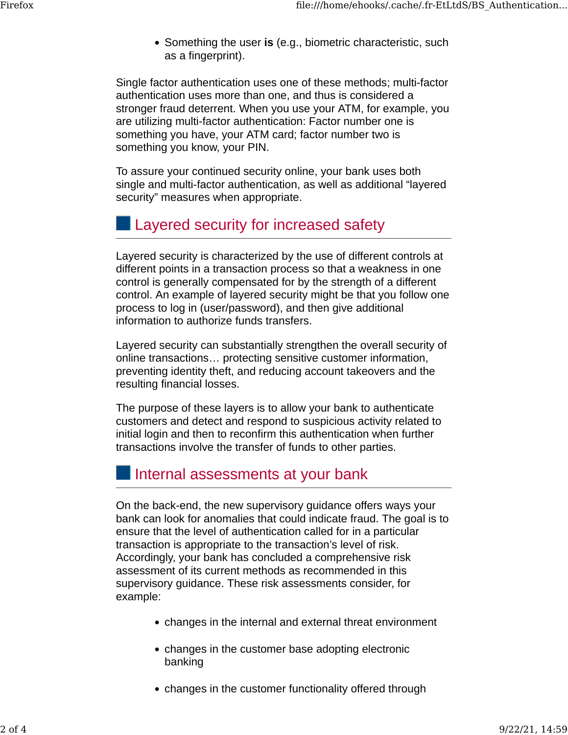- Something the user **is** (e.g., biometric characteristic, such as a fingerprint).

Single factor authentication uses one of these methods; multi-factor authentication uses more than one, and thus is considered a stronger fraud deterrent. When you use your ATM, for example, you are utilizing multi-factor authentication: Factor number one is something you have, your ATM card; factor number two is something you know, your PIN.

To assure your continued security online, your bank uses both single and multi-factor authentication, as well as additional “layered security” measures when appropriate.

## Layered security for increased safety

Layered security is characterized by the use of different controls at different points in a transaction process so that a weakness in one control is generally compensated for by the strength of a different control. An example of layered security might be that you follow one process to log in (user/password), and then give additional information to authorize funds transfers.

Layered security can substantially strengthen the overall security of online transactions… protecting sensitive customer information, preventing identity theft, and reducing account takeovers and the resulting financial losses.

The purpose of these layers is to allow your bank to authenticate customers and detect and respond to suspicious activity related to initial login and then to reconfirm this authentication when further transactions involve the transfer of funds to other parties.

## Internal assessments at your bank

On the back-end, the new supervisory guidance offers ways your bank can look for anomalies that could indicate fraud. The goal is to ensure that the level of authentication called for in a particular transaction is appropriate to the transaction’s level of risk. Accordingly, your bank has concluded a comprehensive risk assessment of its current methods as recommended in this supervisory guidance. These risk assessments consider, for example:

- changes in the internal and external threat environment
- changes in the customer base adopting electronic banking
- changes in the customer functionality offered through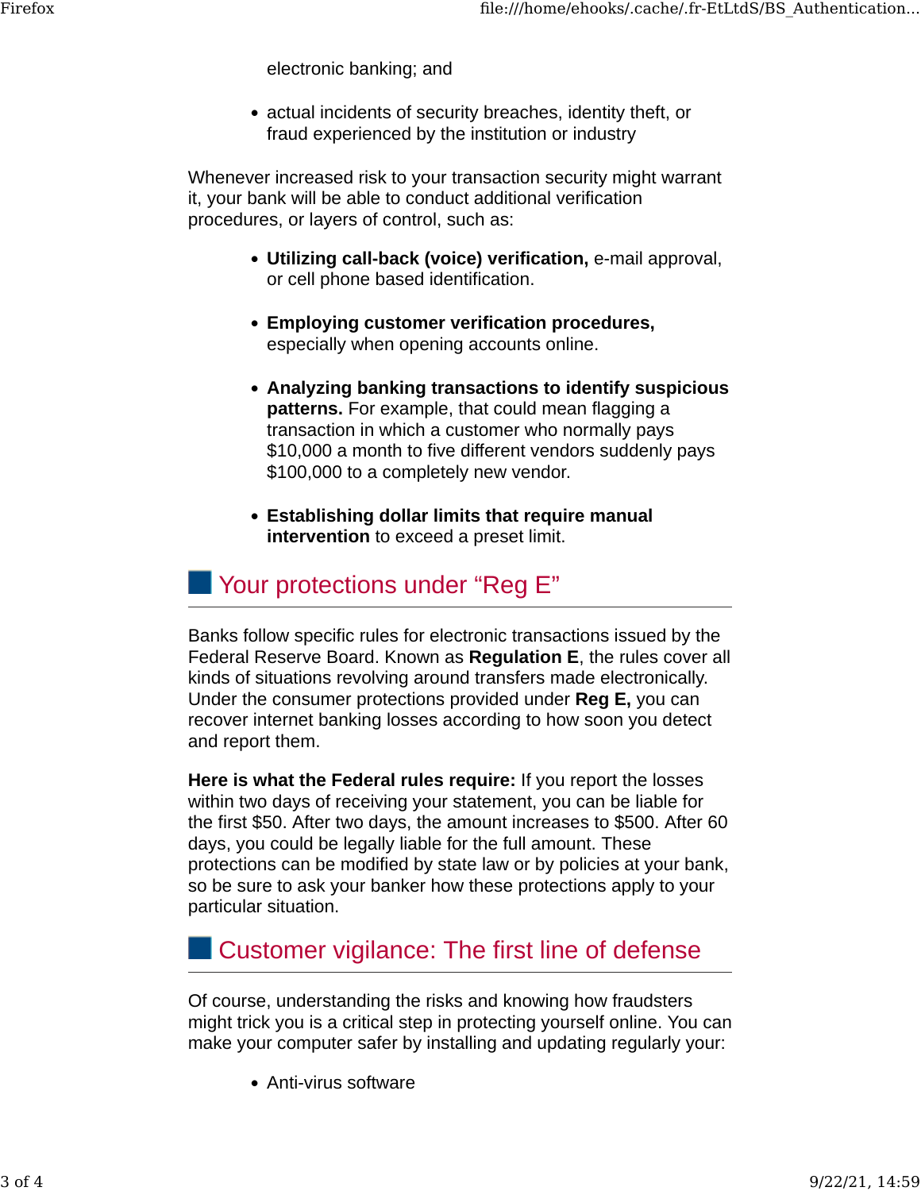electronic banking; and

- actual incidents of security breaches, identity theft, or fraud experienced by the institution or industry

Whenever increased risk to your transaction security might warrant it, your bank will be able to conduct additional verification procedures, or layers of control, such as:

- **Utilizing call-back (voice) verification,** e-mail approval, or cell phone based identification.
- **Employing customer verification procedures,** especially when opening accounts online.
- **Analyzing banking transactions to identify suspicious patterns.** For example, that could mean flagging a transaction in which a customer who normally pays $10,000 a month to five different vendors suddenly pays $100,000 to a completely new vendor.
- **Establishing dollar limits that require manual intervention** to exceed a preset limit.

## Your protections under "Reg E"

Banks follow specific rules for electronic transactions issued by the Federal Reserve Board. Known as **Regulation E**, the rules cover all kinds of situations revolving around transfers made electronically. Under the consumer protections provided under **Reg E,** you can recover internet banking losses according to how soon you detect and report them.

**Here is what the Federal rules require:** If you report the losses within two days of receiving your statement, you can be liable for the first $50. After two days, the amount increases to $500. After 60 days, you could be legally liable for the full amount. These protections can be modified by state law or by policies at your bank, so be sure to ask your banker how these protections apply to your particular situation.

## Customer vigilance: The first line of defense

Of course, understanding the risks and knowing how fraudsters might trick you is a critical step in protecting yourself online. You can make your computer safer by installing and updating regularly your:

- Anti-virus software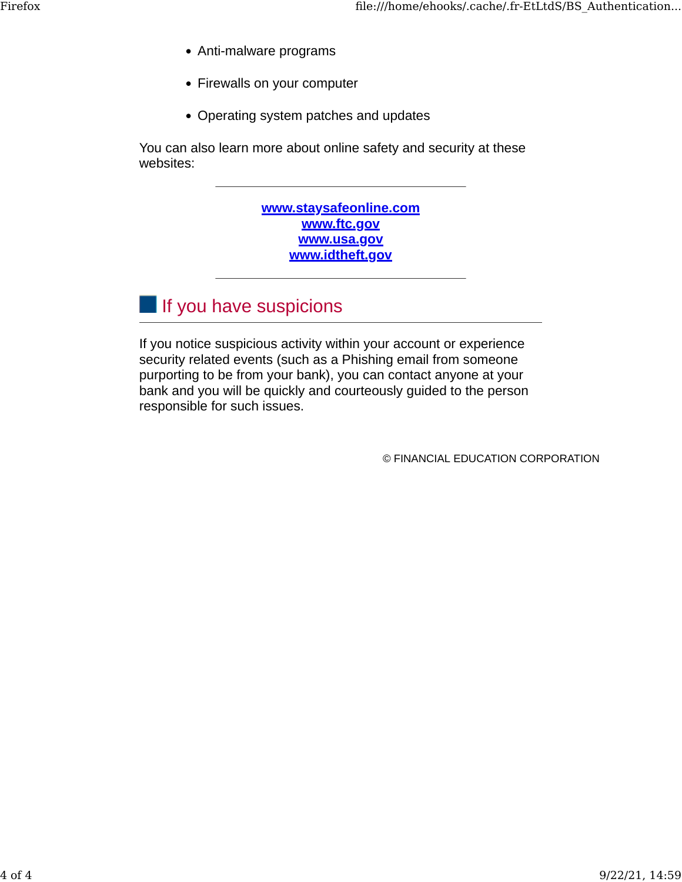- Anti-malware programs
- Firewalls on your computer
- Operating system patches and updates

You can also learn more about online safety and security at these websites:

---

**www.staysafeonline.com**
**www.ftc.gov**
**www.usa.gov**
**www.idtheft.gov**

---

## If you have suspicions

If you notice suspicious activity within your account or experience security related events (such as a Phishing email from someone purporting to be from your bank), you can contact anyone at your bank and you will be quickly and courteously guided to the person responsible for such issues.

© FINANCIAL EDUCATION CORPORATION